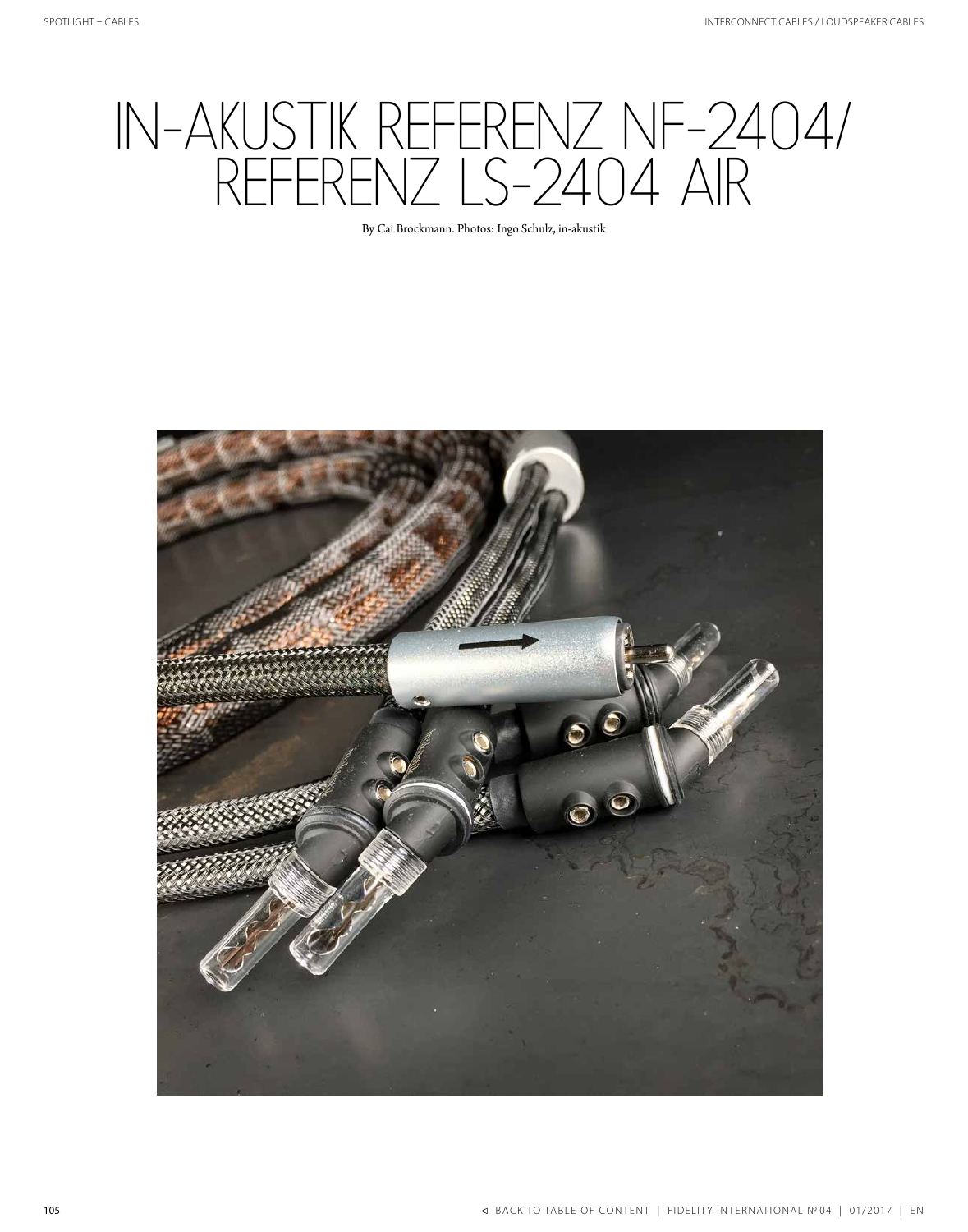# IN-AKUSTIK REFERENZ NF-2404/ REFERENZ LS-2404 AIR

By Cai Brockmann. Photos: Ingo Schulz, in-akustik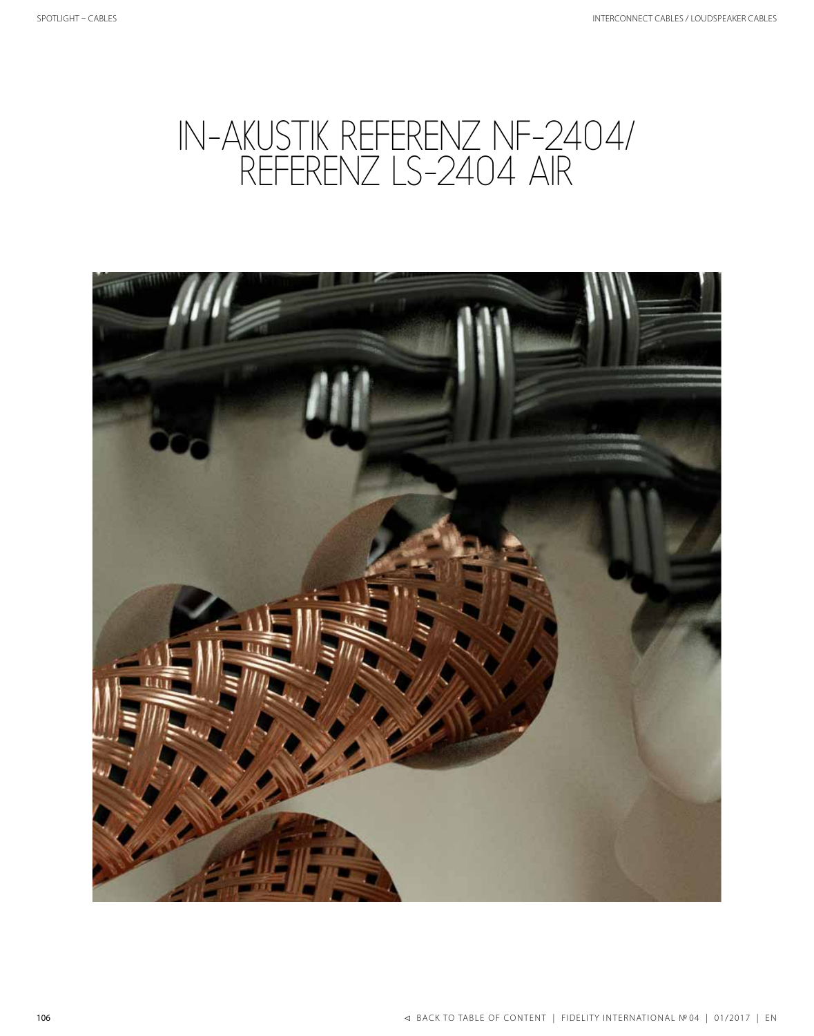# IN-AKUSTIK REFERENZ NF-2404/ REFERENZ LS-2404 AIR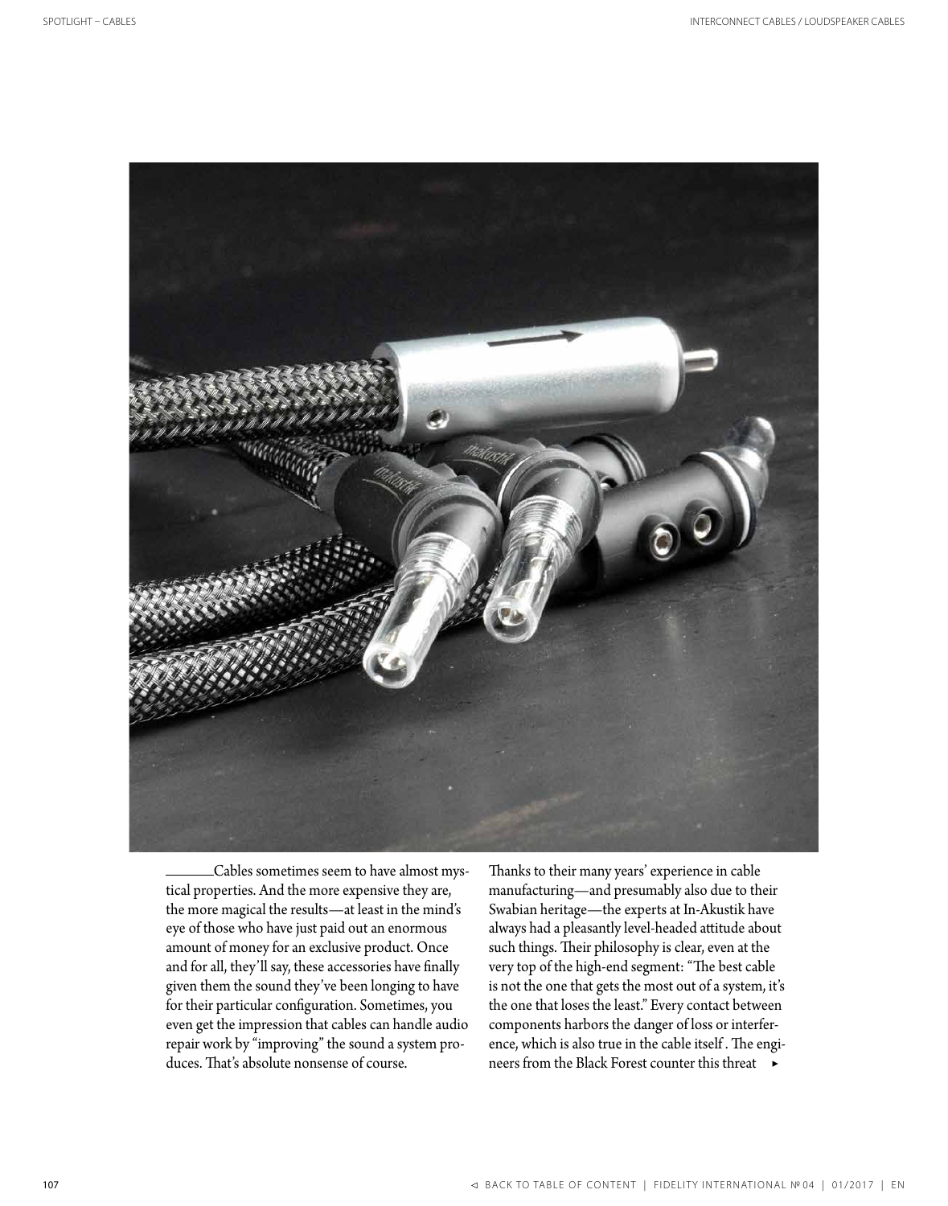Cables sometimes seem to have almost mystical properties. And the more expensive they are, the more magical the results—at least in the mind's eye of those who have just paid out an enormous amount of money for an exclusive product. Once and for all, they'll say, these accessories have finally given them the sound they've been longing to have for their particular configuration. Sometimes, you even get the impression that cables can handle audio repair work by "improving" the sound a system produces. That's absolute nonsense of course.

Thanks to their many years' experience in cable manufacturing—and presumably also due to their Swabian heritage—the experts at In-Akustik have always had a pleasantly level-headed attitude about such things. Their philosophy is clear, even at the very top of the high-end segment: "The best cable is not the one that gets the most out of a system, it's the one that loses the least." Every contact between components harbors the danger of loss or interference, which is also true in the cable itself . The engineers from the Black Forest counter this threat ►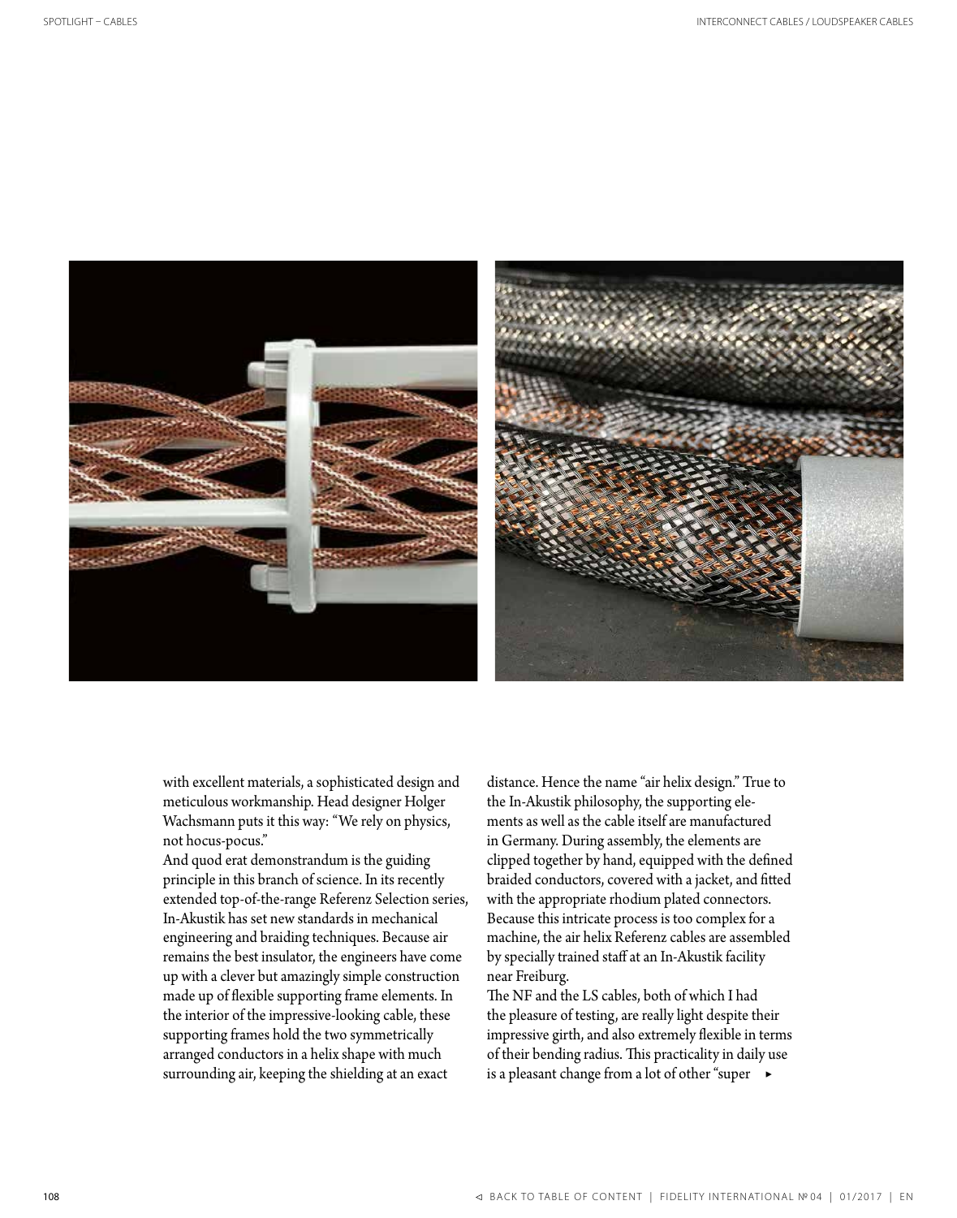with excellent materials, a sophisticated design and meticulous workmanship. Head designer Holger Wachsmann puts it this way: "We rely on physics, not hocus-pocus."

And quod erat demonstrandum is the guiding principle in this branch of science. In its recently extended top-of-the-range Referenz Selection series, In-Akustik has set new standards in mechanical engineering and braiding techniques. Because air remains the best insulator, the engineers have come up with a clever but amazingly simple construction made up of flexible supporting frame elements. In the interior of the impressive-looking cable, these supporting frames hold the two symmetrically arranged conductors in a helix shape with much surrounding air, keeping the shielding at an exact distance. Hence the name "air helix design." True to the In-Akustik philosophy, the supporting elements as well as the cable itself are manufactured in Germany. During assembly, the elements are clipped together by hand, equipped with the defined braided conductors, covered with a jacket, and fitted with the appropriate rhodium plated connectors. Because this intricate process is too complex for a machine, the air helix Referenz cables are assembled by specially trained staff at an In-Akustik facility near Freiburg.

The NF and the LS cables, both of which I had the pleasure of testing, are really light despite their impressive girth, and also extremely flexible in terms of their bending radius. This practicality in daily use is a pleasant change from a lot of other "super ▸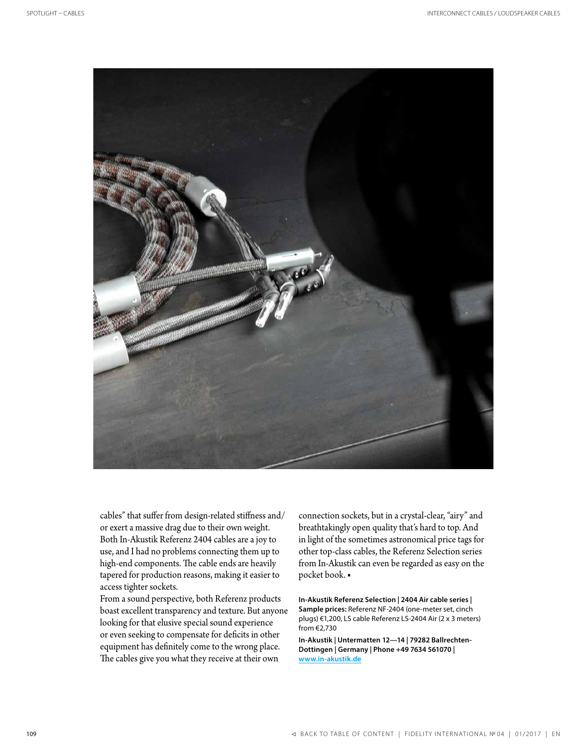cables" that suffer from design-related stiffness and/or exert a massive drag due to their own weight. Both In-Akustik Referenz 2404 cables are a joy to use, and I had no problems connecting them up to high-end components. The cable ends are heavily tapered for production reasons, making it easier to access tighter sockets.

From a sound perspective, both Referenz products boast excellent transparency and texture. But anyone looking for that elusive special sound experience or even seeking to compensate for deficits in other equipment has definitely come to the wrong place. The cables give you what they receive at their own connection sockets, but in a crystal-clear, "airy" and breathtakingly open quality that's hard to top. And in light of the sometimes astronomical price tags for other top-class cables, the Referenz Selection series from In-Akustik can even be regarded as easy on the pocket book. ▪

**In-Akustik Referenz Selection | 2404 Air cable series | Sample prices:** Referenz NF-2404 (one-meter set, cinch plugs) €1,200, LS cable Referenz LS-2404 Air (2 x 3 meters) from €2,730

**In-Akustik | Untermatten 12—14 | 79282 Ballrechten-Dottingen | Germany | Phone +49 7634 561070 | www.in-akustik.de**